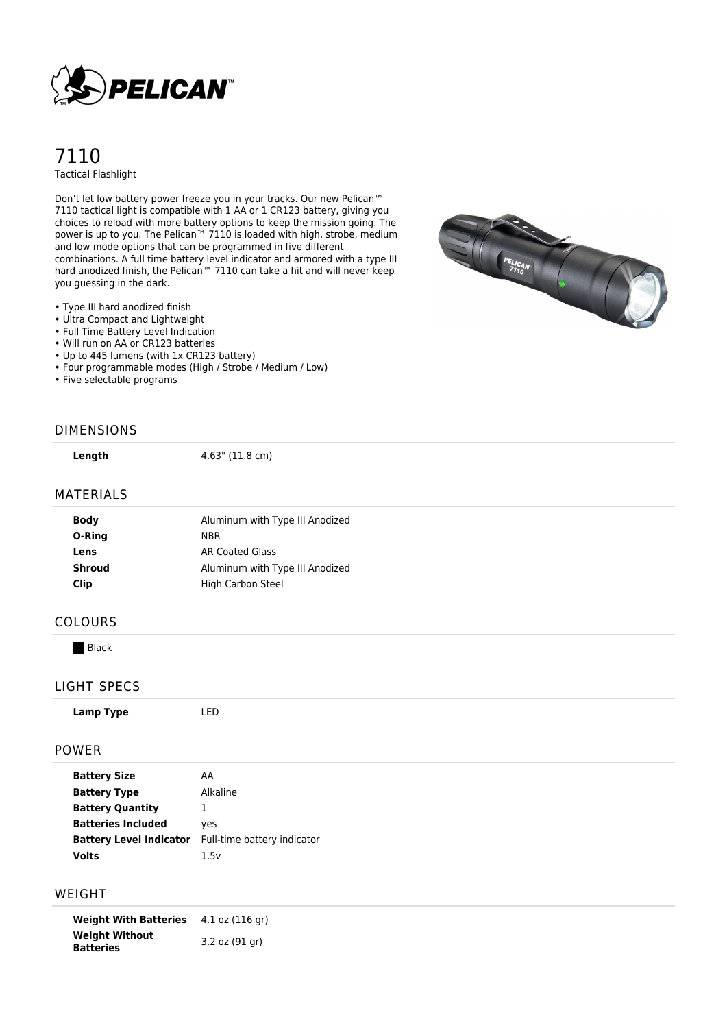# 7110

Tactical Flashlight

Don't let low battery power freeze you in your tracks. Our new Pelican™ 7110 tactical light is compatible with 1 AA or 1 CR123 battery, giving you choices to reload with more battery options to keep the mission going. The power is up to you. The Pelican™ 7110 is loaded with high, strobe, medium and low mode options that can be programmed in five different combinations. A full time battery level indicator and armored with a type III hard anodized finish, the Pelican™ 7110 can take a hit and will never keep you guessing in the dark.

- Type III hard anodized finish
- Ultra Compact and Lightweight
- Full Time Battery Level Indication
- Will run on AA or CR123 batteries
- Up to 445 lumens (with 1x CR123 battery)
- Four programmable modes (High / Strobe / Medium / Low)
- Five selectable programs

## DIMENSIONS

| | |
|---|---|
| **Length** | 4.63" (11.8 cm) |

## MATERIALS

| | |
|---|---|
| **Body** | Aluminum with Type III Anodized |
| **O-Ring** | NBR |
| **Lens** | AR Coated Glass |
| **Shroud** | Aluminum with Type III Anodized |
| **Clip** | High Carbon Steel |

## COLOURS

Black

## LIGHT SPECS

| | |
|---|---|
| **Lamp Type** | LED |

## POWER

| | |
|---|---|
| **Battery Size** | AA |
| **Battery Type** | Alkaline |
| **Battery Quantity** | 1 |
| **Batteries Included** | yes |
| **Battery Level Indicator** | Full-time battery indicator |
| **Volts** | 1.5v |

## WEIGHT

| | |
|---|---|
| **Weight With Batteries** | 4.1 oz (116 gr) |
| **Weight Without Batteries** | 3.2 oz (91 gr) |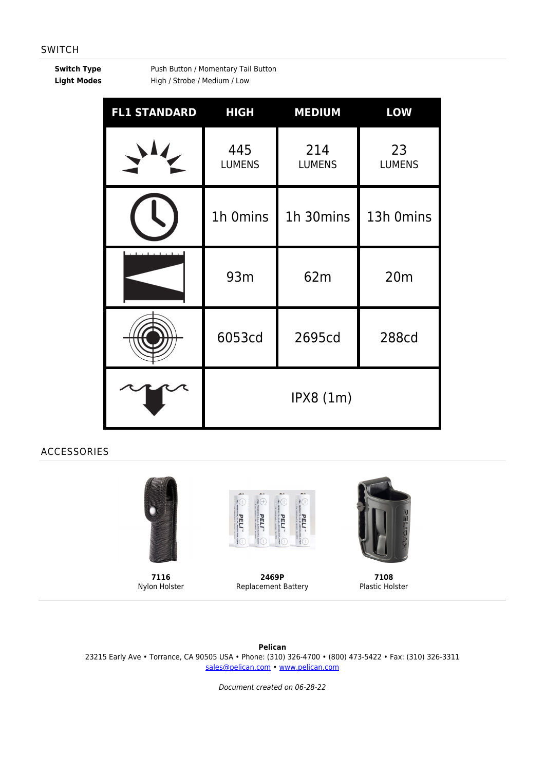## SWITCH

**Switch Type** Push Button / Momentary Tail Button
**Light Modes** High / Strobe / Medium / Low

| FL1 STANDARD | HIGH | MEDIUM | LOW |
|---|---|---|---|
| | 445 LUMENS | 214 LUMENS | 23 LUMENS |
| | 1h 0mins | 1h 30mins | 13h 0mins |
| | 93m | 62m | 20m |
| | 6053cd | 2695cd | 288cd |
| | IPX8 (1m) | | |

## ACCESSORIES

**7116**
Nylon Holster

**2469P**
Replacement Battery

**7108**
Plastic Holster

**Pelican**
23215 Early Ave • Torrance, CA 90505 USA • Phone: (310) 326-4700 • (800) 473-5422 • Fax: (310) 326-3311
sales@pelican.com • www.pelican.com

*Document created on 06-28-22*